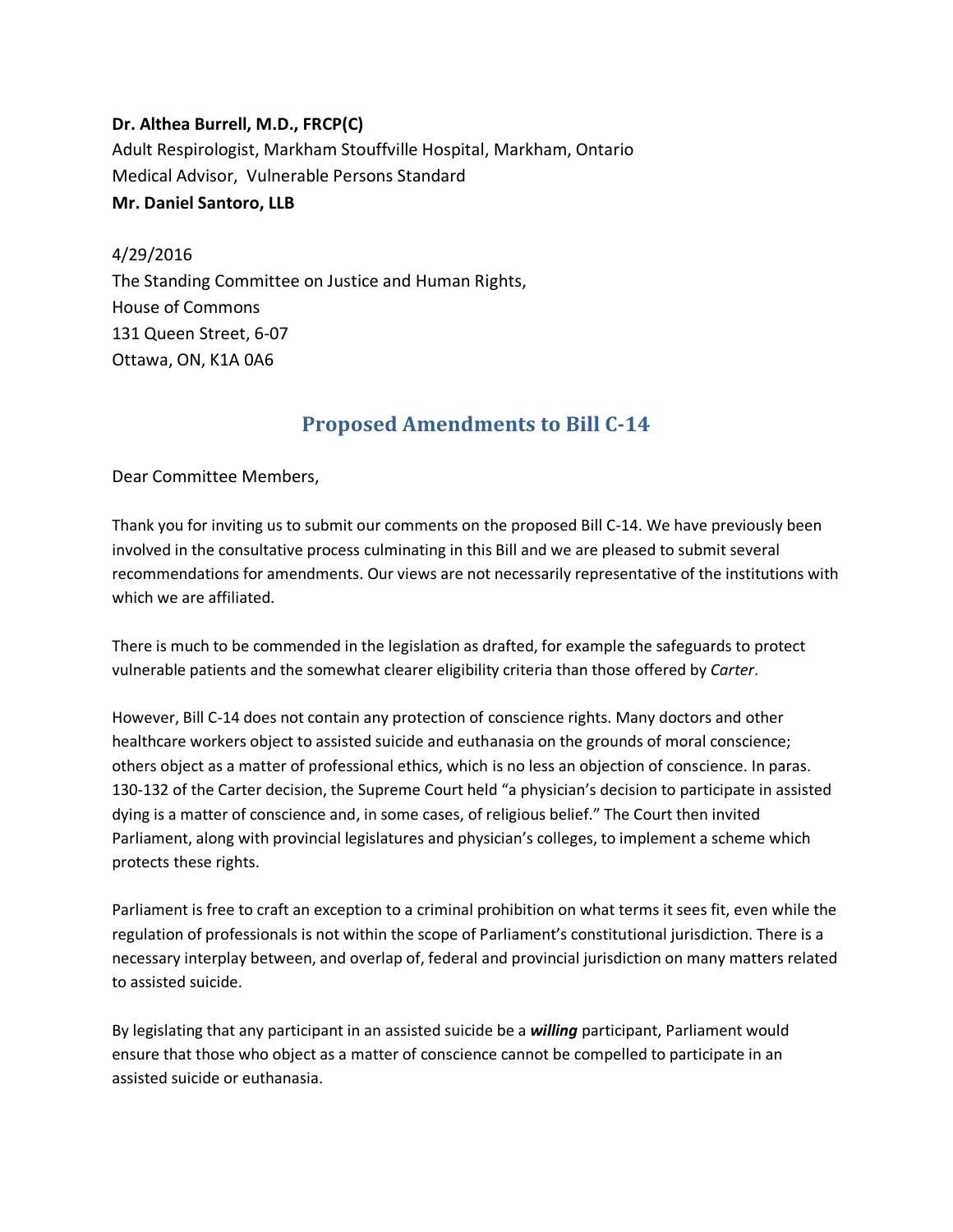**Dr. Althea Burrell, M.D., FRCP(C)**
Adult Respirologist, Markham Stouffville Hospital, Markham, Ontario
Medical Advisor, Vulnerable Persons Standard
**Mr. Daniel Santoro, LLB**

4/29/2016
The Standing Committee on Justice and Human Rights,
House of Commons
131 Queen Street, 6-07
Ottawa, ON, K1A 0A6

## Proposed Amendments to Bill C-14

Dear Committee Members,

Thank you for inviting us to submit our comments on the proposed Bill C-14. We have previously been involved in the consultative process culminating in this Bill and we are pleased to submit several recommendations for amendments. Our views are not necessarily representative of the institutions with which we are affiliated.

There is much to be commended in the legislation as drafted, for example the safeguards to protect vulnerable patients and the somewhat clearer eligibility criteria than those offered by *Carter*.

However, Bill C-14 does not contain any protection of conscience rights. Many doctors and other healthcare workers object to assisted suicide and euthanasia on the grounds of moral conscience; others object as a matter of professional ethics, which is no less an objection of conscience. In paras. 130-132 of the Carter decision, the Supreme Court held "a physician's decision to participate in assisted dying is a matter of conscience and, in some cases, of religious belief." The Court then invited Parliament, along with provincial legislatures and physician's colleges, to implement a scheme which protects these rights.

Parliament is free to craft an exception to a criminal prohibition on what terms it sees fit, even while the regulation of professionals is not within the scope of Parliament's constitutional jurisdiction. There is a necessary interplay between, and overlap of, federal and provincial jurisdiction on many matters related to assisted suicide.

By legislating that any participant in an assisted suicide be a ***willing*** participant, Parliament would ensure that those who object as a matter of conscience cannot be compelled to participate in an assisted suicide or euthanasia.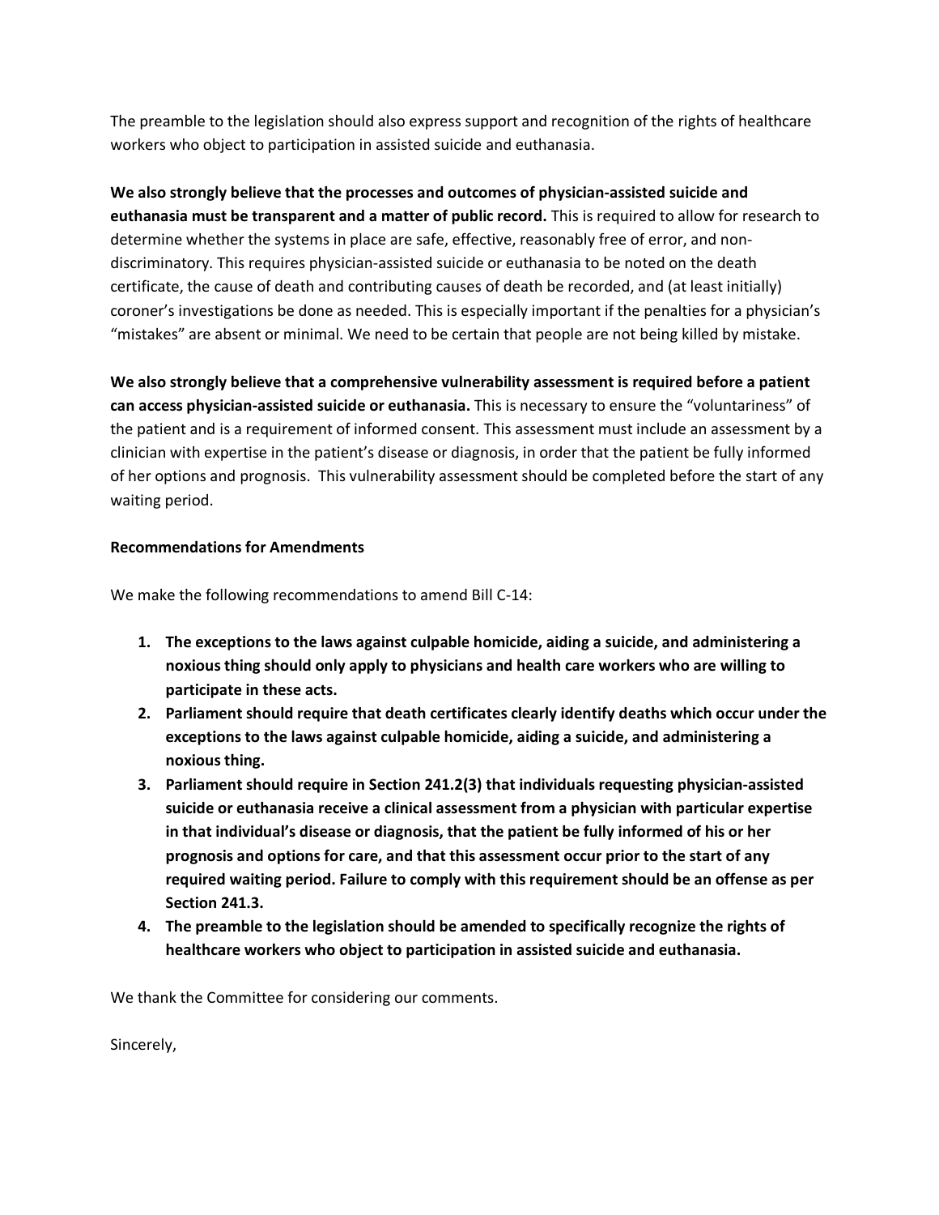The preamble to the legislation should also express support and recognition of the rights of healthcare workers who object to participation in assisted suicide and euthanasia.

**We also strongly believe that the processes and outcomes of physician-assisted suicide and euthanasia must be transparent and a matter of public record.** This is required to allow for research to determine whether the systems in place are safe, effective, reasonably free of error, and non-discriminatory. This requires physician-assisted suicide or euthanasia to be noted on the death certificate, the cause of death and contributing causes of death be recorded, and (at least initially) coroner's investigations be done as needed. This is especially important if the penalties for a physician's "mistakes" are absent or minimal. We need to be certain that people are not being killed by mistake.

**We also strongly believe that a comprehensive vulnerability assessment is required before a patient can access physician-assisted suicide or euthanasia.** This is necessary to ensure the "voluntariness" of the patient and is a requirement of informed consent. This assessment must include an assessment by a clinician with expertise in the patient's disease or diagnosis, in order that the patient be fully informed of her options and prognosis. This vulnerability assessment should be completed before the start of any waiting period.

**Recommendations for Amendments**

We make the following recommendations to amend Bill C-14:

1. **The exceptions to the laws against culpable homicide, aiding a suicide, and administering a noxious thing should only apply to physicians and health care workers who are willing to participate in these acts.**
2. **Parliament should require that death certificates clearly identify deaths which occur under the exceptions to the laws against culpable homicide, aiding a suicide, and administering a noxious thing.**
3. **Parliament should require in Section 241.2(3) that individuals requesting physician-assisted suicide or euthanasia receive a clinical assessment from a physician with particular expertise in that individual's disease or diagnosis, that the patient be fully informed of his or her prognosis and options for care, and that this assessment occur prior to the start of any required waiting period. Failure to comply with this requirement should be an offense as per Section 241.3.**
4. **The preamble to the legislation should be amended to specifically recognize the rights of healthcare workers who object to participation in assisted suicide and euthanasia.**

We thank the Committee for considering our comments.

Sincerely,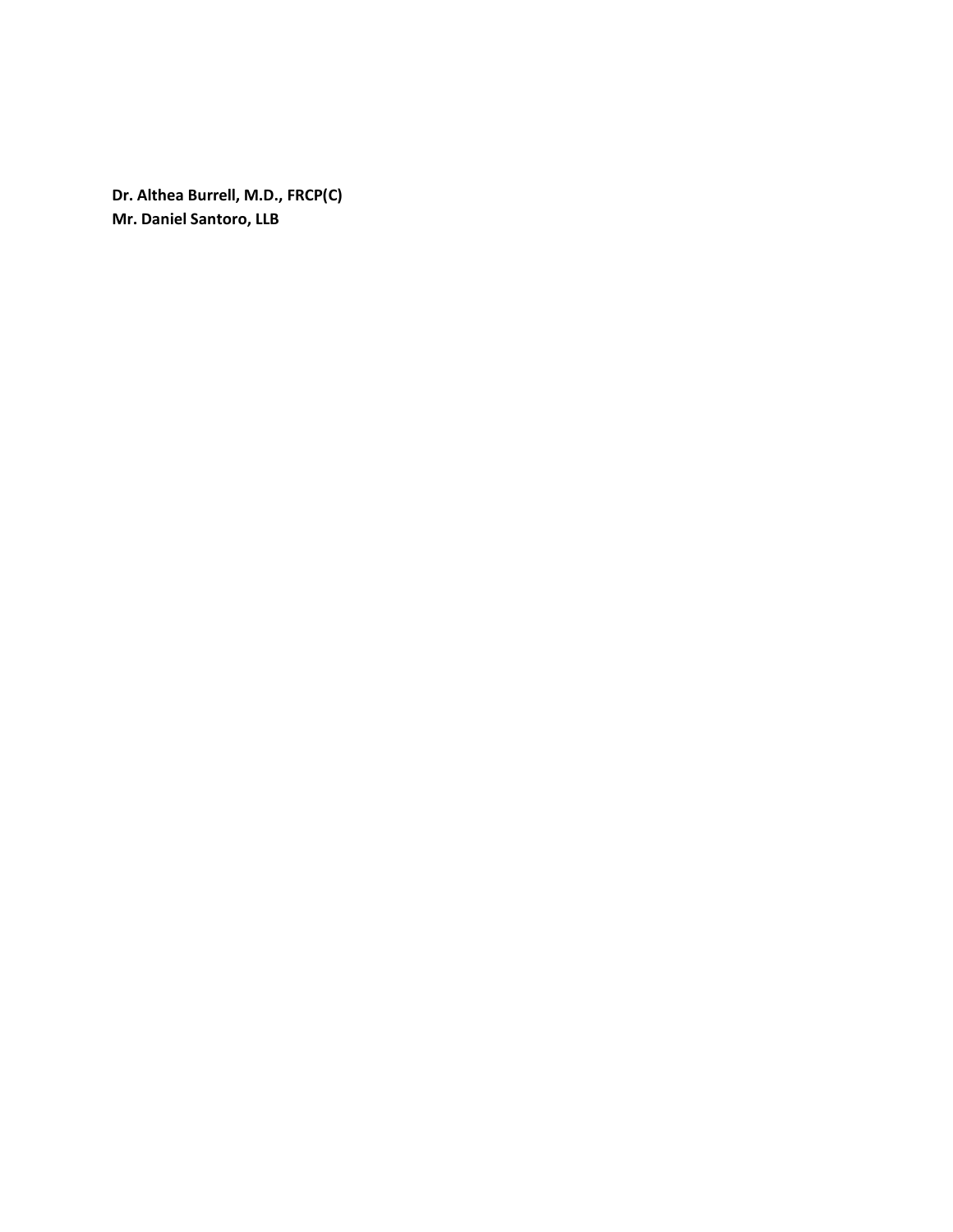**Dr. Althea Burrell, M.D., FRCP(C)**
**Mr. Daniel Santoro, LLB**